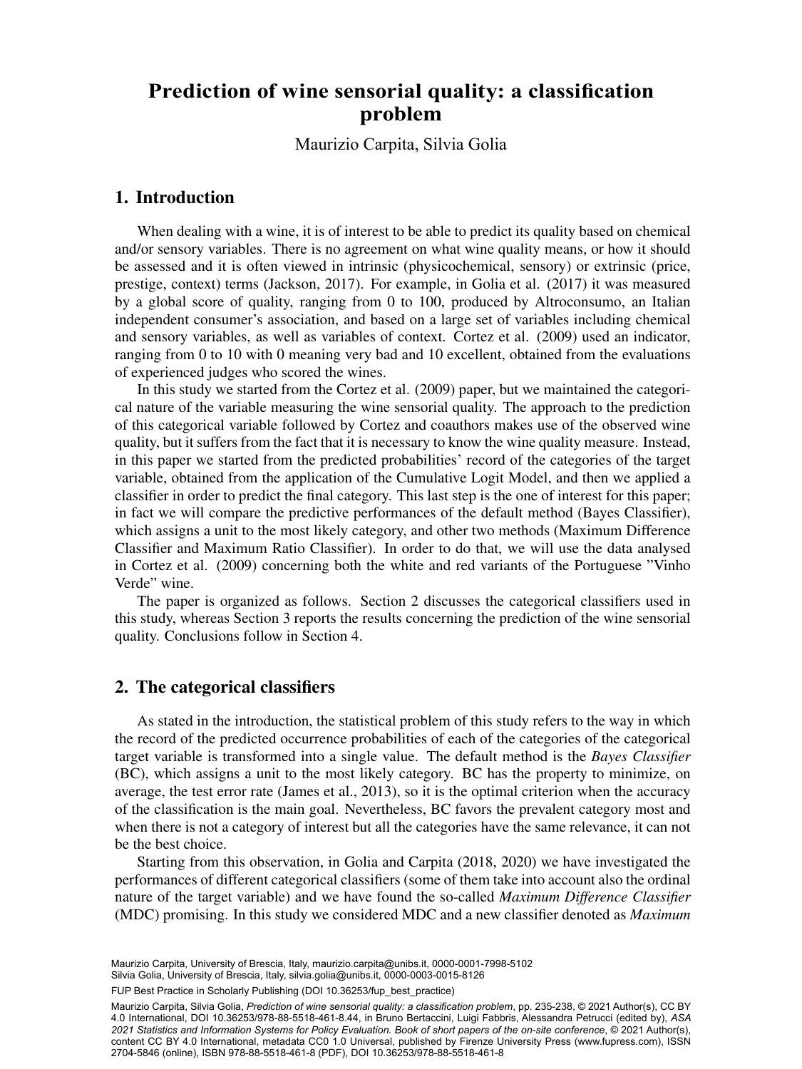# Prediction of wine sensorial quality: a classification problem

Maurizio Carpita, Silvia Golia

## 1. Introduction

When dealing with a wine, it is of interest to be able to predict its quality based on chemical and/or sensory variables. There is no agreement on what wine quality means, or how it should be assessed and it is often viewed in intrinsic (physicochemical, sensory) or extrinsic (price, prestige, context) terms (Jackson, 2017). For example, in Golia et al. (2017) it was measured by a global score of quality, ranging from 0 to 100, produced by Altroconsumo, an Italian independent consumer's association, and based on a large set of variables including chemical and sensory variables, as well as variables of context. Cortez et al. (2009) used an indicator, ranging from 0 to 10 with 0 meaning very bad and 10 excellent, obtained from the evaluations of experienced judges who scored the wines.

In this study we started from the Cortez et al. (2009) paper, but we maintained the categorical nature of the variable measuring the wine sensorial quality. The approach to the prediction of this categorical variable followed by Cortez and coauthors makes use of the observed wine quality, but it suffers from the fact that it is necessary to know the wine quality measure. Instead, in this paper we started from the predicted probabilities' record of the categories of the target variable, obtained from the application of the Cumulative Logit Model, and then we applied a classifier in order to predict the final category. This last step is the one of interest for this paper; in fact we will compare the predictive performances of the default method (Bayes Classifier), which assigns a unit to the most likely category, and other two methods (Maximum Difference Classifier and Maximum Ratio Classifier). In order to do that, we will use the data analysed in Cortez et al. (2009) concerning both the white and red variants of the Portuguese "Vinho Verde" wine.

The paper is organized as follows. Section 2 discusses the categorical classifiers used in this study, whereas Section 3 reports the results concerning the prediction of the wine sensorial quality. Conclusions follow in Section 4.

## 2. The categorical classifiers

As stated in the introduction, the statistical problem of this study refers to the way in which the record of the predicted occurrence probabilities of each of the categories of the categorical target variable is transformed into a single value. The default method is the *Bayes Classifier* (BC), which assigns a unit to the most likely category. BC has the property to minimize, on average, the test error rate (James et al., 2013), so it is the optimal criterion when the accuracy of the classification is the main goal. Nevertheless, BC favors the prevalent category most and when there is not a category of interest but all the categories have the same relevance, it can not be the best choice.

Starting from this observation, in Golia and Carpita (2018, 2020) we have investigated the performances of different categorical classifiers (some of them take into account also the ordinal nature of the target variable) and we have found the so-called *Maximum Difference Classifier* (MDC) promising. In this study we considered MDC and a new classifier denoted as *Maximum*

Maurizio Carpita, University of Brescia, Italy, maurizio.carpita@unibs.it, 0000-0001-7998-5102
Silvia Golia, University of Brescia, Italy, silvia.golia@unibs.it, 0000-0003-0015-8126

FUP Best Practice in Scholarly Publishing (DOI 10.36253/fup_best_practice)

Maurizio Carpita, Silvia Golia, *Prediction of wine sensorial quality: a classification problem*, pp. 235-238, © 2021 Author(s), CC BY 4.0 International, DOI 10.36253/978-88-5518-461-8.44, in Bruno Bertaccini, Luigi Fabbris, Alessandra Petrucci (edited by), *ASA 2021 Statistics and Information Systems for Policy Evaluation. Book of short papers of the on-site conference*, © 2021 Author(s), content CC BY 4.0 International, metadata CC0 1.0 Universal, published by Firenze University Press (www.fupress.com), ISSN 2704-5846 (online), ISBN 978-88-5518-461-8 (PDF), DOI 10.36253/978-88-5518-461-8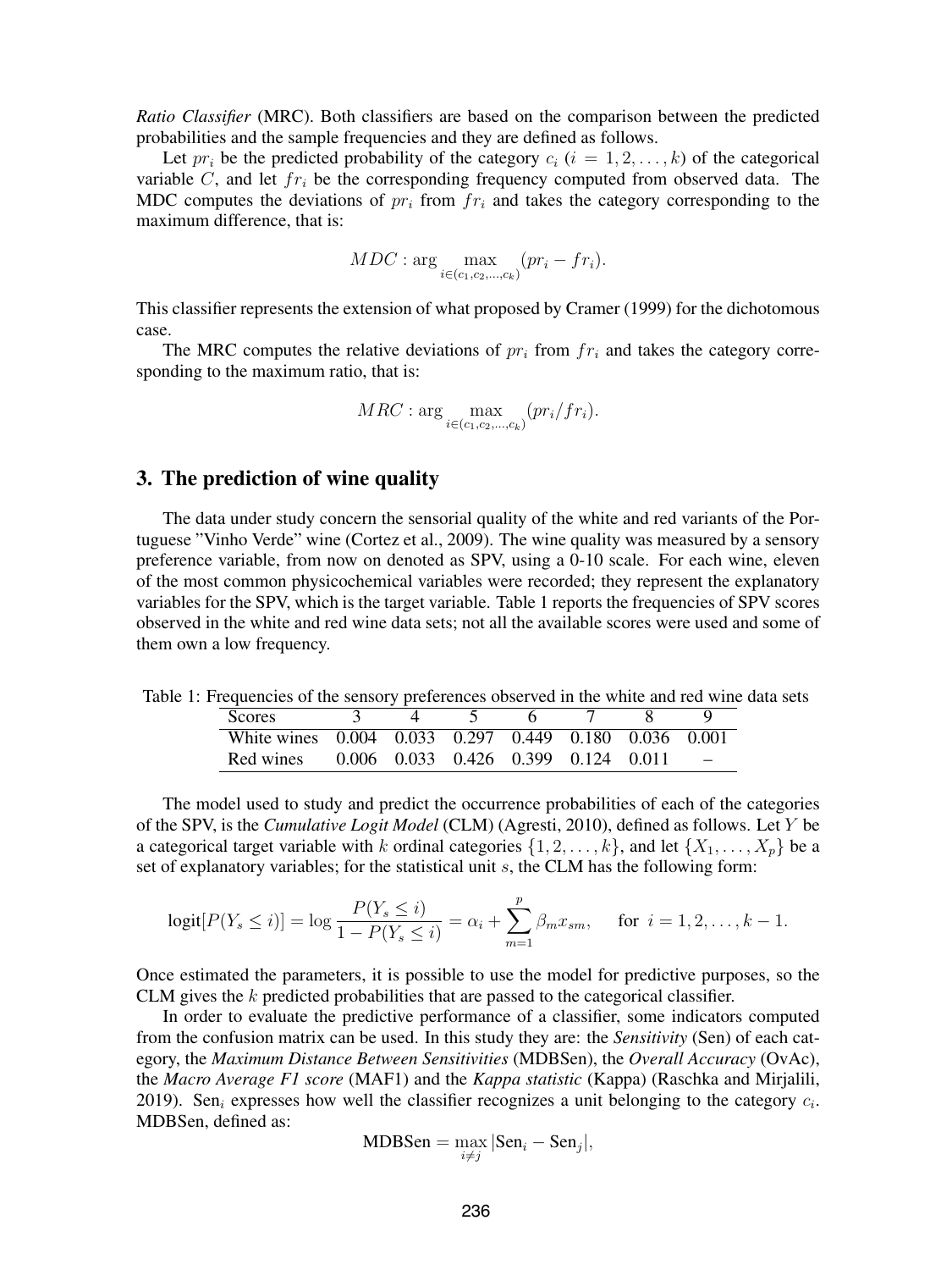*Ratio Classifier* (MRC). Both classifiers are based on the comparison between the predicted probabilities and the sample frequencies and they are defined as follows.

Let $pr_i$ be the predicted probability of the category $c_i$ ($i = 1, 2, \ldots, k$) of the categorical variable $C$, and let $fr_i$ be the corresponding frequency computed from observed data. The MDC computes the deviations of $pr_i$ from $fr_i$ and takes the category corresponding to the maximum difference, that is:

$$MDC : \arg \max_{i \in (c_1, c_2, \ldots, c_k)} (pr_i - fr_i).$$

This classifier represents the extension of what proposed by Cramer (1999) for the dichotomous case.

The MRC computes the relative deviations of $pr_i$ from $fr_i$ and takes the category corresponding to the maximum ratio, that is:

$$MRC : \arg \max_{i \in (c_1, c_2, \ldots, c_k)} (pr_i / fr_i).$$

## 3. The prediction of wine quality

The data under study concern the sensorial quality of the white and red variants of the Portuguese "Vinho Verde" wine (Cortez et al., 2009). The wine quality was measured by a sensory preference variable, from now on denoted as SPV, using a 0-10 scale. For each wine, eleven of the most common physicochemical variables were recorded; they represent the explanatory variables for the SPV, which is the target variable. Table 1 reports the frequencies of SPV scores observed in the white and red wine data sets; not all the available scores were used and some of them own a low frequency.

Table 1: Frequencies of the sensory preferences observed in the white and red wine data sets

| Scores | 3 | 4 | 5 | 6 | 7 | 8 | 9 |
|---|---|---|---|---|---|---|---|
| White wines | 0.004 | 0.033 | 0.297 | 0.449 | 0.180 | 0.036 | 0.001 |
| Red wines | 0.006 | 0.033 | 0.426 | 0.399 | 0.124 | 0.011 | – |

The model used to study and predict the occurrence probabilities of each of the categories of the SPV, is the ***Cumulative Logit Model*** (CLM) (Agresti, 2010), defined as follows. Let $Y$ be a categorical target variable with $k$ ordinal categories $\{1, 2, \ldots, k\}$, and let $\{X_1, \ldots, X_p\}$ be a set of explanatory variables; for the statistical unit $s$, the CLM has the following form:

$$\text{logit}[P(Y_s \leq i)] = \log \frac{P(Y_s \leq i)}{1 - P(Y_s \leq i)} = \alpha_i + \sum_{m=1}^{p} \beta_m x_{sm}, \quad \text{for } i = 1, 2, \ldots, k-1.$$

Once estimated the parameters, it is possible to use the model for predictive purposes, so the CLM gives the $k$ predicted probabilities that are passed to the categorical classifier.

In order to evaluate the predictive performance of a classifier, some indicators computed from the confusion matrix can be used. In this study they are: the ***Sensitivity*** (Sen) of each category, the ***Maximum Distance Between Sensitivities*** (MDBSen), the ***Overall Accuracy*** (OvAc), the ***Macro Average F1 score*** (MAF1) and the ***Kappa statistic*** (Kappa) (Raschka and Mirjalili, 2019). $\text{Sen}_i$ expresses how well the classifier recognizes a unit belonging to the category $c_i$. MDBSen, defined as:

$$\text{MDBSen} = \max_{i \neq j} |\text{Sen}_i - \text{Sen}_j|,$$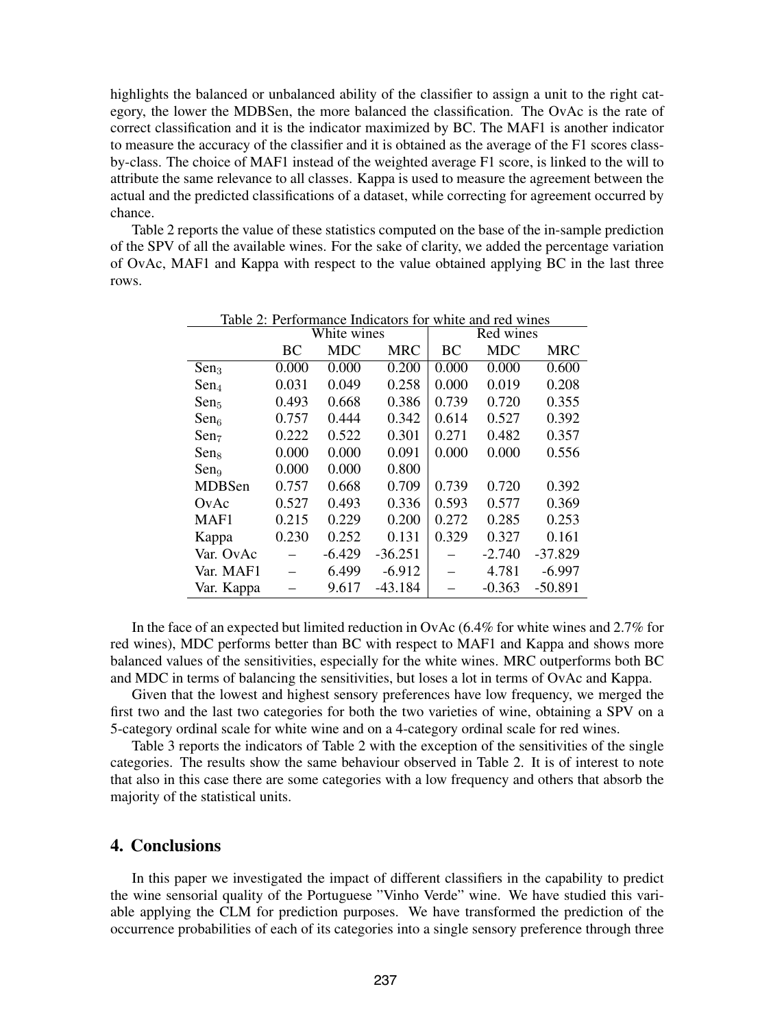highlights the balanced or unbalanced ability of the classifier to assign a unit to the right category, the lower the MDBSen, the more balanced the classification. The OvAc is the rate of correct classification and it is the indicator maximized by BC. The MAF1 is another indicator to measure the accuracy of the classifier and it is obtained as the average of the F1 scores class-by-class. The choice of MAF1 instead of the weighted average F1 score, is linked to the will to attribute the same relevance to all classes. Kappa is used to measure the agreement between the actual and the predicted classifications of a dataset, while correcting for agreement occurred by chance.

Table 2 reports the value of these statistics computed on the base of the in-sample prediction of the SPV of all the available wines. For the sake of clarity, we added the percentage variation of OvAc, MAF1 and Kappa with respect to the value obtained applying BC in the last three rows.

Table 2: Performance Indicators for white and red wines

| | White wines | | | Red wines | | |
|---|---|---|---|---|---|---|
| | BC | MDC | MRC | BC | MDC | MRC |
| $Sen_3$ | 0.000 | 0.000 | 0.200 | 0.000 | 0.000 | 0.600 |
| $Sen_4$ | 0.031 | 0.049 | 0.258 | 0.000 | 0.019 | 0.208 |
| $Sen_5$ | 0.493 | 0.668 | 0.386 | 0.739 | 0.720 | 0.355 |
| $Sen_6$ | 0.757 | 0.444 | 0.342 | 0.614 | 0.527 | 0.392 |
| $Sen_7$ | 0.222 | 0.522 | 0.301 | 0.271 | 0.482 | 0.357 |
| $Sen_8$ | 0.000 | 0.000 | 0.091 | 0.000 | 0.000 | 0.556 |
| $Sen_9$ | 0.000 | 0.000 | 0.800 | | | |
| MDBSen | 0.757 | 0.668 | 0.709 | 0.739 | 0.720 | 0.392 |
| OvAc | 0.527 | 0.493 | 0.336 | 0.593 | 0.577 | 0.369 |
| MAF1 | 0.215 | 0.229 | 0.200 | 0.272 | 0.285 | 0.253 |
| Kappa | 0.230 | 0.252 | 0.131 | 0.329 | 0.327 | 0.161 |
| Var. OvAc | – | -6.429 | -36.251 | – | -2.740 | -37.829 |
| Var. MAF1 | – | 6.499 | -6.912 | – | 4.781 | -6.997 |
| Var. Kappa | – | 9.617 | -43.184 | – | -0.363 | -50.891 |

In the face of an expected but limited reduction in OvAc (6.4% for white wines and 2.7% for red wines), MDC performs better than BC with respect to MAF1 and Kappa and shows more balanced values of the sensitivities, especially for the white wines. MRC outperforms both BC and MDC in terms of balancing the sensitivities, but loses a lot in terms of OvAc and Kappa.

Given that the lowest and highest sensory preferences have low frequency, we merged the first two and the last two categories for both the two varieties of wine, obtaining a SPV on a 5-category ordinal scale for white wine and on a 4-category ordinal scale for red wines.

Table 3 reports the indicators of Table 2 with the exception of the sensitivities of the single categories. The results show the same behaviour observed in Table 2. It is of interest to note that also in this case there are some categories with a low frequency and others that absorb the majority of the statistical units.

## 4. Conclusions

In this paper we investigated the impact of different classifiers in the capability to predict the wine sensorial quality of the Portuguese "Vinho Verde" wine. We have studied this variable applying the CLM for prediction purposes. We have transformed the prediction of the occurrence probabilities of each of its categories into a single sensory preference through three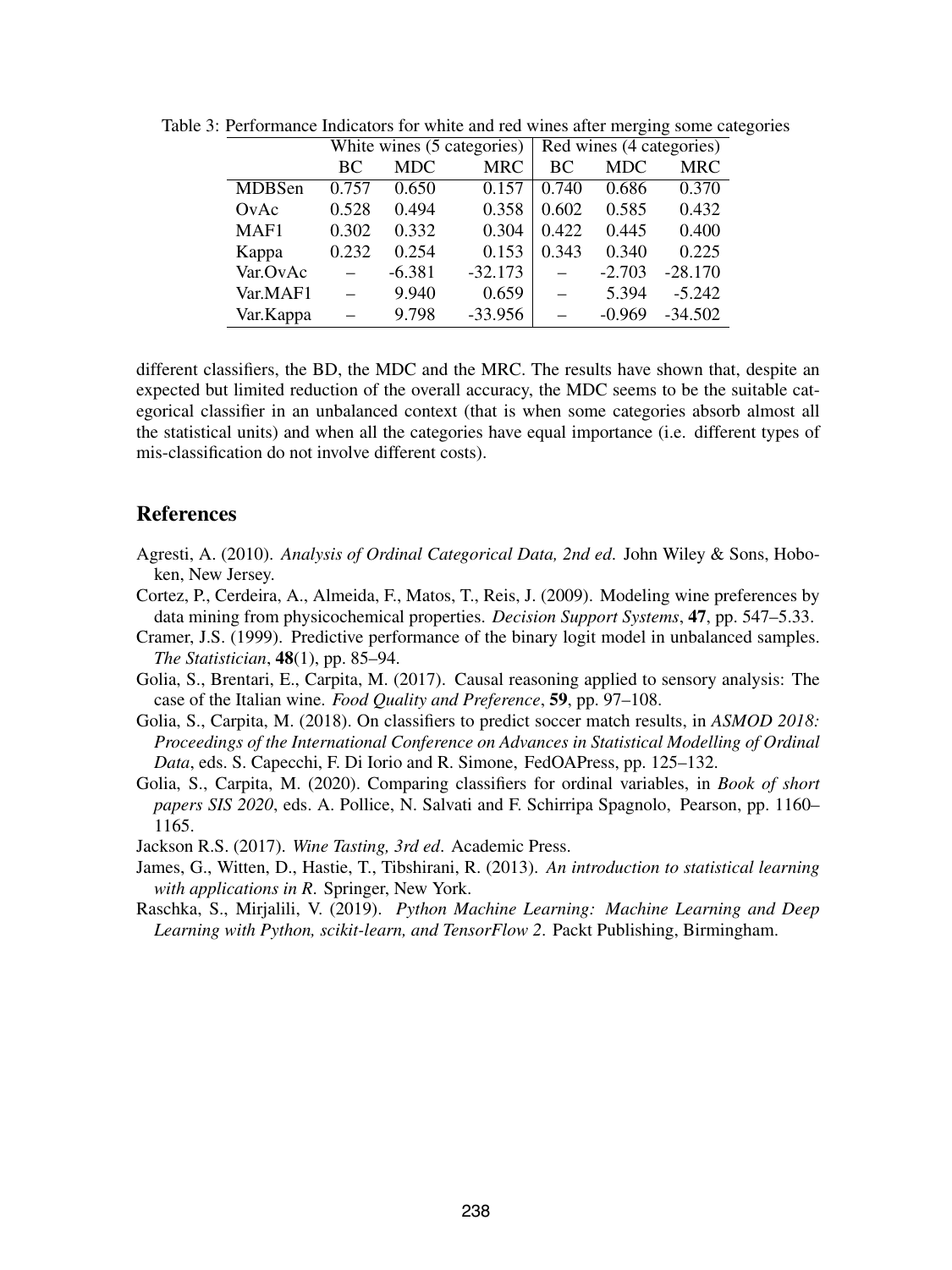Table 3: Performance Indicators for white and red wines after merging some categories

| | White wines (5 categories) | | | Red wines (4 categories) | | |
|---|---|---|---|---|---|---|
| | BC | MDC | MRC | BC | MDC | MRC |
| MDBSen | 0.757 | 0.650 | 0.157 | 0.740 | 0.686 | 0.370 |
| OvAc | 0.528 | 0.494 | 0.358 | 0.602 | 0.585 | 0.432 |
| MAF1 | 0.302 | 0.332 | 0.304 | 0.422 | 0.445 | 0.400 |
| Kappa | 0.232 | 0.254 | 0.153 | 0.343 | 0.340 | 0.225 |
| Var.OvAc | – | -6.381 | -32.173 | – | -2.703 | -28.170 |
| Var.MAF1 | – | 9.940 | 0.659 | – | 5.394 | -5.242 |
| Var.Kappa | – | 9.798 | -33.956 | – | -0.969 | -34.502 |

different classifiers, the BD, the MDC and the MRC. The results have shown that, despite an expected but limited reduction of the overall accuracy, the MDC seems to be the suitable categorical classifier in an unbalanced context (that is when some categories absorb almost all the statistical units) and when all the categories have equal importance (i.e. different types of mis-classification do not involve different costs).

## References

Agresti, A. (2010). *Analysis of Ordinal Categorical Data, 2nd ed.* John Wiley & Sons, Hoboken, New Jersey.

Cortez, P., Cerdeira, A., Almeida, F., Matos, T., Reis, J. (2009). Modeling wine preferences by data mining from physicochemical properties. *Decision Support Systems*, **47**, pp. 547–5.33.

Cramer, J.S. (1999). Predictive performance of the binary logit model in unbalanced samples. *The Statistician*, **48**(1), pp. 85–94.

Golia, S., Brentari, E., Carpita, M. (2017). Causal reasoning applied to sensory analysis: The case of the Italian wine. *Food Quality and Preference*, **59**, pp. 97–108.

Golia, S., Carpita, M. (2018). On classifiers to predict soccer match results, in *ASMOD 2018: Proceedings of the International Conference on Advances in Statistical Modelling of Ordinal Data*, eds. S. Capecchi, F. Di Iorio and R. Simone, FedOAPress, pp. 125–132.

Golia, S., Carpita, M. (2020). Comparing classifiers for ordinal variables, in *Book of short papers SIS 2020*, eds. A. Pollice, N. Salvati and F. Schirripa Spagnolo, Pearson, pp. 1160–1165.

Jackson R.S. (2017). *Wine Tasting, 3rd ed*. Academic Press.

James, G., Witten, D., Hastie, T., Tibshirani, R. (2013). *An introduction to statistical learning with applications in R*. Springer, New York.

Raschka, S., Mirjalili, V. (2019). *Python Machine Learning: Machine Learning and Deep Learning with Python, scikit-learn, and TensorFlow 2*. Packt Publishing, Birmingham.